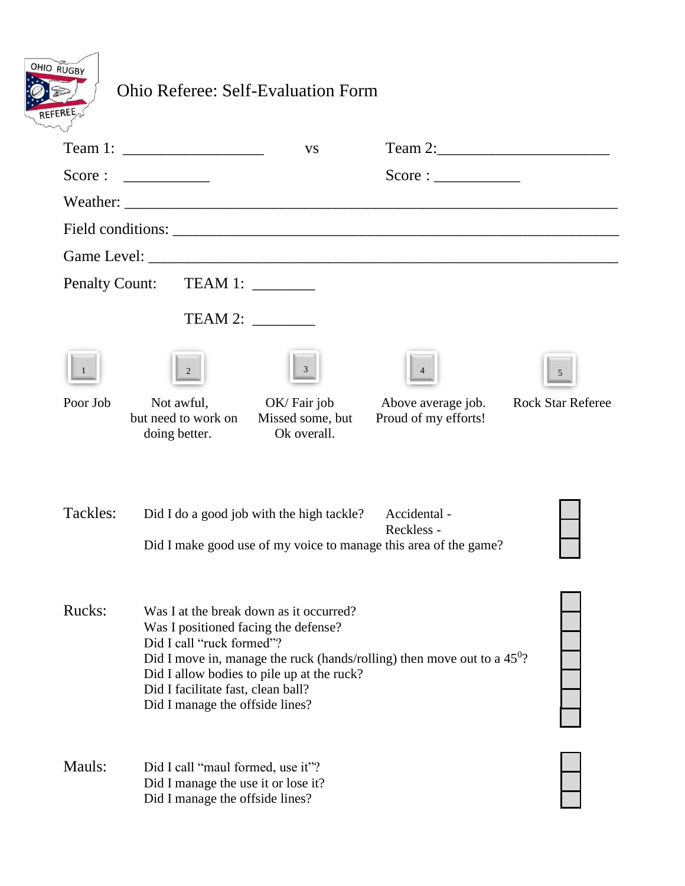# Ohio Referee: Self-Evaluation Form

Team 1: ________________ vs Team 2: ____________________

Score : __________ Score : __________

Weather: ____________________________________________________________

Field conditions: _____________________________________________________

Game Level: _________________________________________________________

Penalty Count: TEAM 1: _______

TEAM 2: _______

| 1 | 2 | 3 | 4 | 5 |
|---|---|---|---|---|
| Poor Job | Not awful, but need to work on doing better. | OK/ Fair job Missed some, but Ok overall. | Above average job. Proud of my efforts! | Rock Star Referee |

**Tackles:**

- Did I do a good job with the high tackle? Accidental - Reckless - ☐
- ☐
- Did I make good use of my voice to manage this area of the game? ☐

**Rucks:**

- Was I at the break down as it occurred? ☐
- Was I positioned facing the defense? ☐
- Did I call "ruck formed"? ☐
- Did I move in, manage the ruck (hands/rolling) then move out to a $45^0$? ☐
- Did I allow bodies to pile up at the ruck? ☐
- Did I facilitate fast, clean ball? ☐
- Did I manage the offside lines? ☐

**Mauls:**

- Did I call "maul formed, use it"? ☐
- Did I manage the use it or lose it? ☐
- Did I manage the offside lines? ☐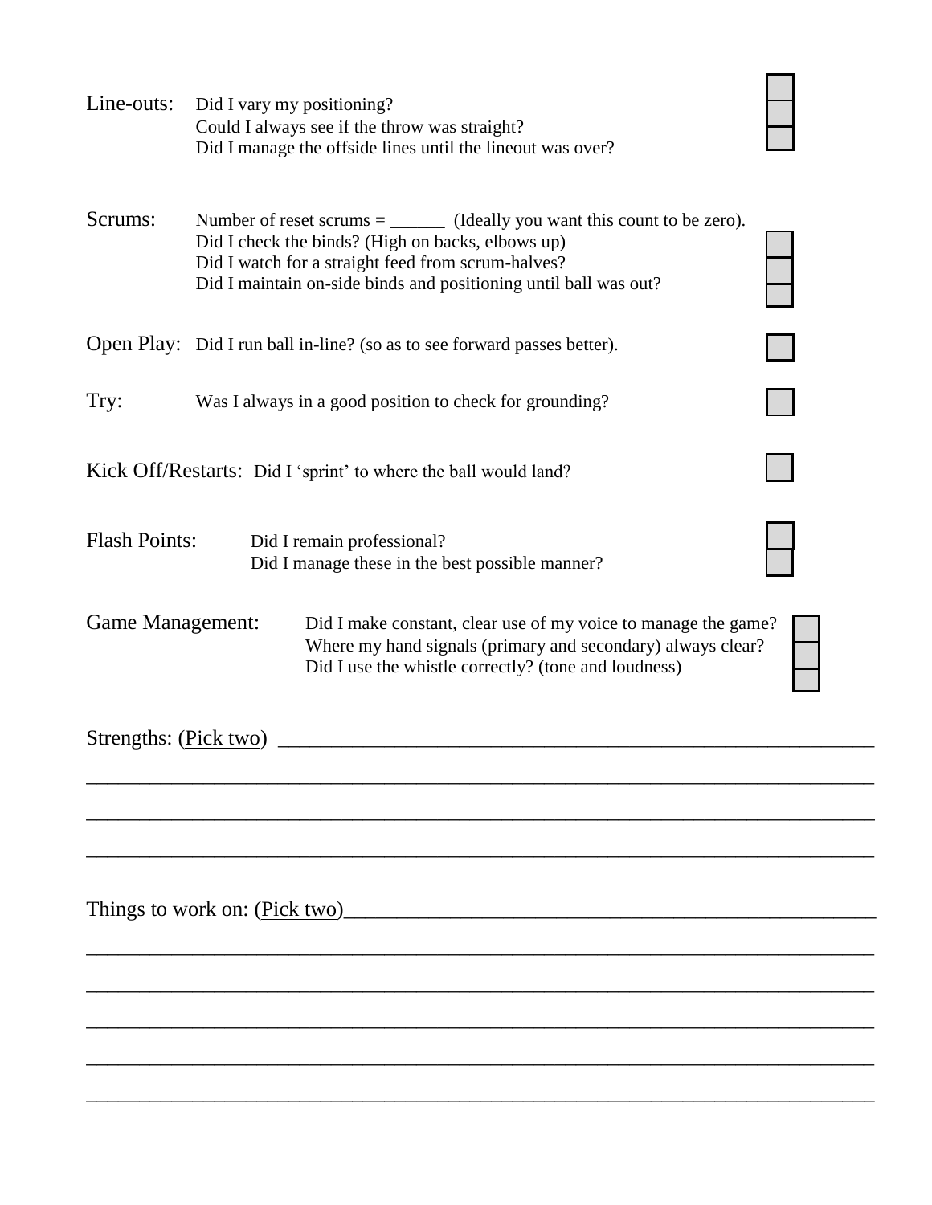**Line-outs:**

- Did I vary my positioning? ☐
- Could I always see if the throw was straight? ☐
- Did I manage the offside lines until the lineout was over? ☐

**Scrums:**

Number of reset scrums = ______ (Ideally you want this count to be zero).

- Did I check the binds? (High on backs, elbows up) ☐
- Did I watch for a straight feed from scrum-halves? ☐
- Did I maintain on-side binds and positioning until ball was out? ☐

**Open Play:**

- Did I run ball in-line? (so as to see forward passes better). ☐

**Try:**

- Was I always in a good position to check for grounding? ☐

**Kick Off/Restarts:**

- Did I 'sprint' to where the ball would land? ☐

**Flash Points:**

- Did I remain professional? ☐
- Did I manage these in the best possible manner? ☐

**Game Management:**

- Did I make constant, clear use of my voice to manage the game? ☐
- Where my hand signals (primary and secondary) always clear? ☐
- Did I use the whistle correctly? (tone and loudness) ☐

Strengths: (Pick two) ____________________________________________

________________________________________________________________

________________________________________________________________

________________________________________________________________

Things to work on: (Pick two)_______________________________________

________________________________________________________________

________________________________________________________________

________________________________________________________________

________________________________________________________________

________________________________________________________________